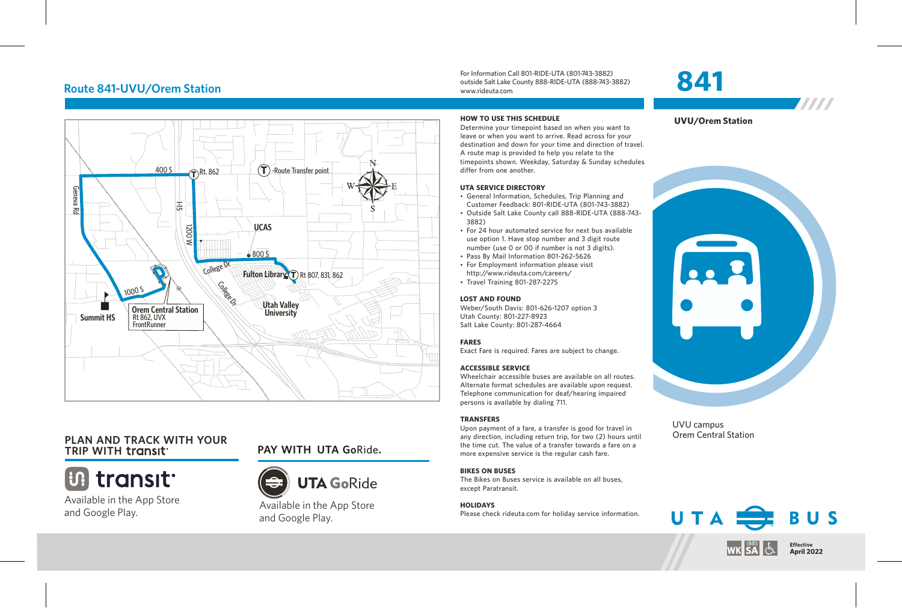# Route 841-UVU/Orem Station

For Information Call 801-RIDE-UTA (801-743-3882)
outside Salt Lake County 888-RIDE-UTA (888-743-3882)
www.rideuta.com

# 841

**UVU/Orem Station**

400 S
Rt. 862
T -Route Transfer point
Geneva Rd
I-15
1200 W
UCAS
800 S
College Dr
Fulton Library
Rt 807, 831, 862
College Dr
Utah Valley University
1000 S
Summit HS
Orem Central Station
Rt 862, UVX
FrontRunner

### HOW TO USE THIS SCHEDULE

Determine your timepoint based on when you want to leave or when you want to arrive. Read across for your destination and down for your time and direction of travel. A route map is provided to help you relate to the timepoints shown. Weekday, Saturday & Sunday schedules differ from one another.

### UTA SERVICE DIRECTORY

- General Information, Schedules, Trip Planning and Customer Feedback: 801-RIDE-UTA (801-743-3882)
- Outside Salt Lake County call 888-RIDE-UTA (888-743-3882)
- For 24 hour automated service for next bus available use option 1. Have stop number and 3 digit route number (use 0 or 00 if number is not 3 digits).
- Pass By Mail Information 801-262-5626
- For Employment information please visit http://www.rideuta.com/careers/
- Travel Training 801-287-2275

### LOST AND FOUND

Weber/South Davis: 801-626-1207 option 3
Utah County: 801-227-8923
Salt Lake County: 801-287-4664

### FARES

Exact Fare is required. Fares are subject to change.

### ACCESSIBLE SERVICE

Wheelchair accessible buses are available on all routes. Alternate format schedules are available upon request. Telephone communication for deaf/hearing impaired persons is available by dialing 711.

### TRANSFERS

Upon payment of a fare, a transfer is good for travel in any direction, including return trip, for two (2) hours until the time cut. The value of a transfer towards a fare on a more expensive service is the regular cash fare.

### BIKES ON BUSES

The Bikes on Buses service is available on all buses, except Paratransit.

### HOLIDAYS

Please check rideuta.com for holiday service information.

## PLAN AND TRACK WITH YOUR TRIP WITH transit

transit

Available in the App Store and Google Play.

## PAY WITH UTA GoRide.

UTA GoRide

Available in the App Store and Google Play.

UVU campus
Orem Central Station

UTA BUS

WK SA (841)

**Effective April 2022**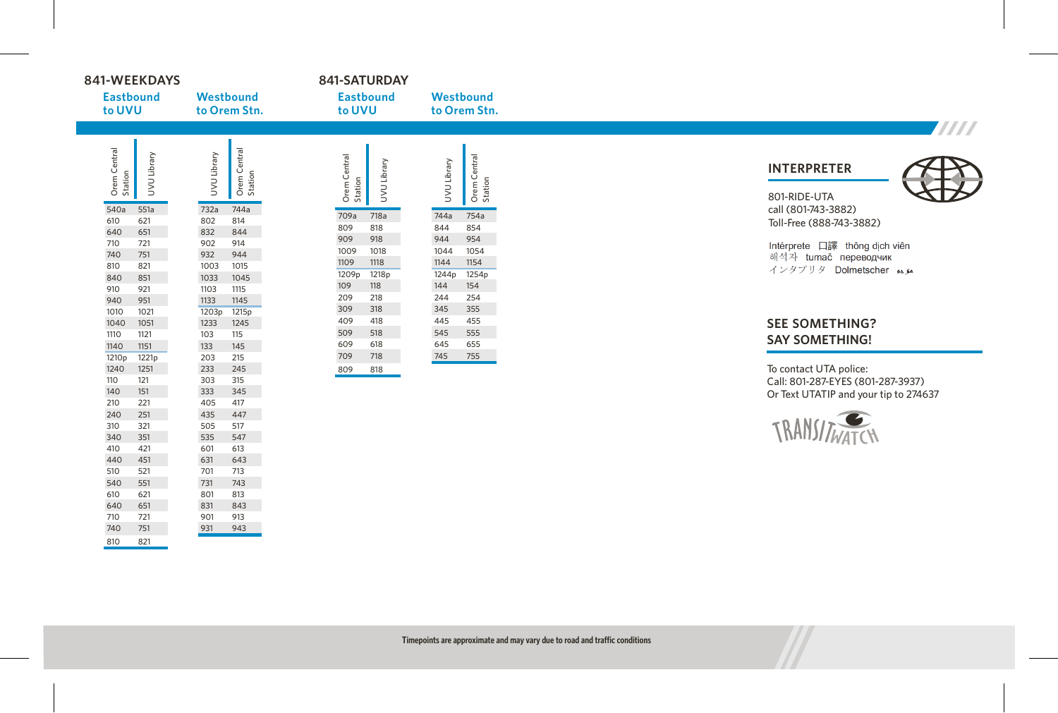## 841-WEEKDAYS

### Eastbound to UVU

| Orem Central Station | UVU Library |
|---|---|
| 540a | 551a |
| 610 | 621 |
| 640 | 651 |
| 710 | 721 |
| 740 | 751 |
| 810 | 821 |
| 840 | 851 |
| 910 | 921 |
| 940 | 951 |
| 1010 | 1021 |
| 1040 | 1051 |
| 1110 | 1121 |
| 1140 | 1151 |
| 1210p | 1221p |
| 1240 | 1251 |
| 110 | 121 |
| 140 | 151 |
| 210 | 221 |
| 240 | 251 |
| 310 | 321 |
| 340 | 351 |
| 410 | 421 |
| 440 | 451 |
| 510 | 521 |
| 540 | 551 |
| 610 | 621 |
| 640 | 651 |
| 710 | 721 |
| 740 | 751 |
| 810 | 821 |

### Westbound to Orem Stn.

| UVU Library | Orem Central Station |
|---|---|
| 732a | 744a |
| 802 | 814 |
| 832 | 844 |
| 902 | 914 |
| 932 | 944 |
| 1003 | 1015 |
| 1033 | 1045 |
| 1103 | 1115 |
| 1133 | 1145 |
| 1203p | 1215p |
| 1233 | 1245 |
| 103 | 115 |
| 133 | 145 |
| 203 | 215 |
| 233 | 245 |
| 303 | 315 |
| 333 | 345 |
| 405 | 417 |
| 435 | 447 |
| 505 | 517 |
| 535 | 547 |
| 601 | 613 |
| 631 | 643 |
| 701 | 713 |
| 731 | 743 |
| 801 | 813 |
| 831 | 843 |
| 901 | 913 |
| 931 | 943 |

## 841-SATURDAY

### Eastbound to UVU

| Orem Central Station | UVU Library |
|---|---|
| 709a | 718a |
| 809 | 818 |
| 909 | 918 |
| 1009 | 1018 |
| 1109 | 1118 |
| 1209p | 1218p |
| 109 | 118 |
| 209 | 218 |
| 309 | 318 |
| 409 | 418 |
| 509 | 518 |
| 609 | 618 |
| 709 | 718 |
| 809 | 818 |

### Westbound to Orem Stn.

| UVU Library | Orem Central Station |
|---|---|
| 744a | 754a |
| 844 | 854 |
| 944 | 954 |
| 1044 | 1054 |
| 1144 | 1154 |
| 1244p | 1254p |
| 144 | 154 |
| 244 | 254 |
| 345 | 355 |
| 445 | 455 |
| 545 | 555 |
| 645 | 655 |
| 745 | 755 |

## INTERPRETER

801-RIDE-UTA
call (801-743-3882)
Toll-Free (888-743-3882)

Intérprete 口譯 thông dịch viên
해석자 tumač переводчик
インタプリタ Dolmetscher

## SEE SOMETHING? SAY SOMETHING!

To contact UTA police:
Call: 801-287-EYES (801-287-3937)
Or Text UTATIP and your tip to 274637

TRANSIT WATCH

Timepoints are approximate and may vary due to road and traffic conditions